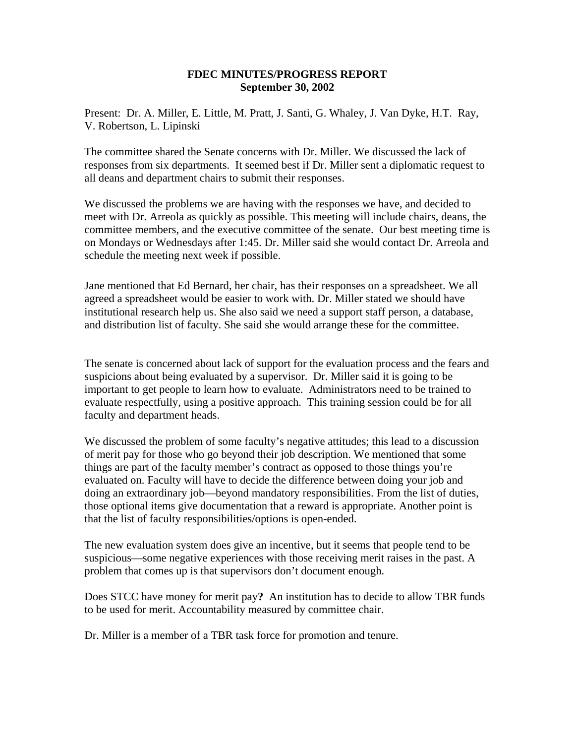**FDEC MINUTES/PROGRESS REPORT**
**September 30, 2002**

Present: Dr. A. Miller, E. Little, M. Pratt, J. Santi, G. Whaley, J. Van Dyke, H.T. Ray, V. Robertson, L. Lipinski

The committee shared the Senate concerns with Dr. Miller. We discussed the lack of responses from six departments. It seemed best if Dr. Miller sent a diplomatic request to all deans and department chairs to submit their responses.

We discussed the problems we are having with the responses we have, and decided to meet with Dr. Arreola as quickly as possible. This meeting will include chairs, deans, the committee members, and the executive committee of the senate. Our best meeting time is on Mondays or Wednesdays after 1:45. Dr. Miller said she would contact Dr. Arreola and schedule the meeting next week if possible.

Jane mentioned that Ed Bernard, her chair, has their responses on a spreadsheet. We all agreed a spreadsheet would be easier to work with. Dr. Miller stated we should have institutional research help us. She also said we need a support staff person, a database, and distribution list of faculty. She said she would arrange these for the committee.

The senate is concerned about lack of support for the evaluation process and the fears and suspicions about being evaluated by a supervisor. Dr. Miller said it is going to be important to get people to learn how to evaluate. Administrators need to be trained to evaluate respectfully, using a positive approach. This training session could be for all faculty and department heads.

We discussed the problem of some faculty's negative attitudes; this lead to a discussion of merit pay for those who go beyond their job description. We mentioned that some things are part of the faculty member's contract as opposed to those things you're evaluated on. Faculty will have to decide the difference between doing your job and doing an extraordinary job—beyond mandatory responsibilities. From the list of duties, those optional items give documentation that a reward is appropriate. Another point is that the list of faculty responsibilities/options is open-ended.

The new evaluation system does give an incentive, but it seems that people tend to be suspicious—some negative experiences with those receiving merit raises in the past. A problem that comes up is that supervisors don't document enough.

Does STCC have money for merit pay**?** An institution has to decide to allow TBR funds to be used for merit. Accountability measured by committee chair.

Dr. Miller is a member of a TBR task force for promotion and tenure.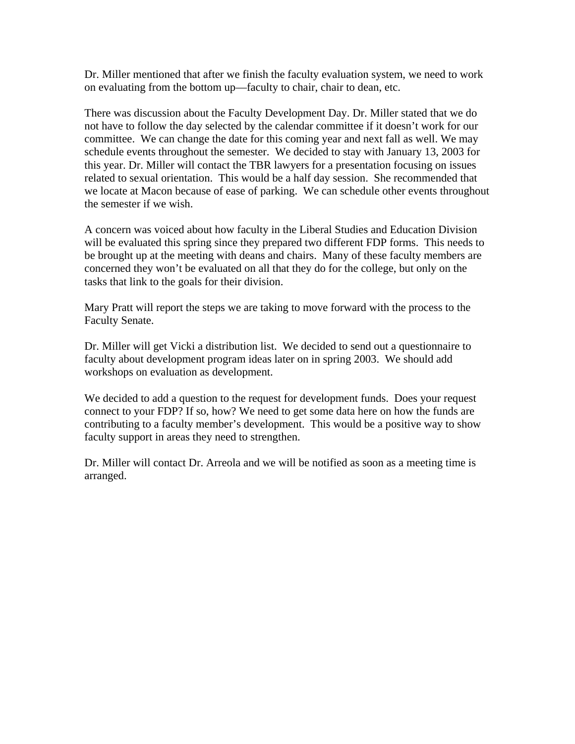Dr. Miller mentioned that after we finish the faculty evaluation system, we need to work on evaluating from the bottom up—faculty to chair, chair to dean, etc.

There was discussion about the Faculty Development Day. Dr. Miller stated that we do not have to follow the day selected by the calendar committee if it doesn't work for our committee.  We can change the date for this coming year and next fall as well. We may schedule events throughout the semester.  We decided to stay with January 13, 2003 for this year. Dr. Miller will contact the TBR lawyers for a presentation focusing on issues related to sexual orientation.  This would be a half day session.  She recommended that we locate at Macon because of ease of parking.  We can schedule other events throughout the semester if we wish.

A concern was voiced about how faculty in the Liberal Studies and Education Division will be evaluated this spring since they prepared two different FDP forms.  This needs to be brought up at the meeting with deans and chairs.  Many of these faculty members are concerned they won't be evaluated on all that they do for the college, but only on the tasks that link to the goals for their division.

Mary Pratt will report the steps we are taking to move forward with the process to the Faculty Senate.

Dr. Miller will get Vicki a distribution list.  We decided to send out a questionnaire to faculty about development program ideas later on in spring 2003.  We should add workshops on evaluation as development.

We decided to add a question to the request for development funds.  Does your request connect to your FDP? If so, how? We need to get some data here on how the funds are contributing to a faculty member's development.  This would be a positive way to show faculty support in areas they need to strengthen.

Dr. Miller will contact Dr. Arreola and we will be notified as soon as a meeting time is arranged.